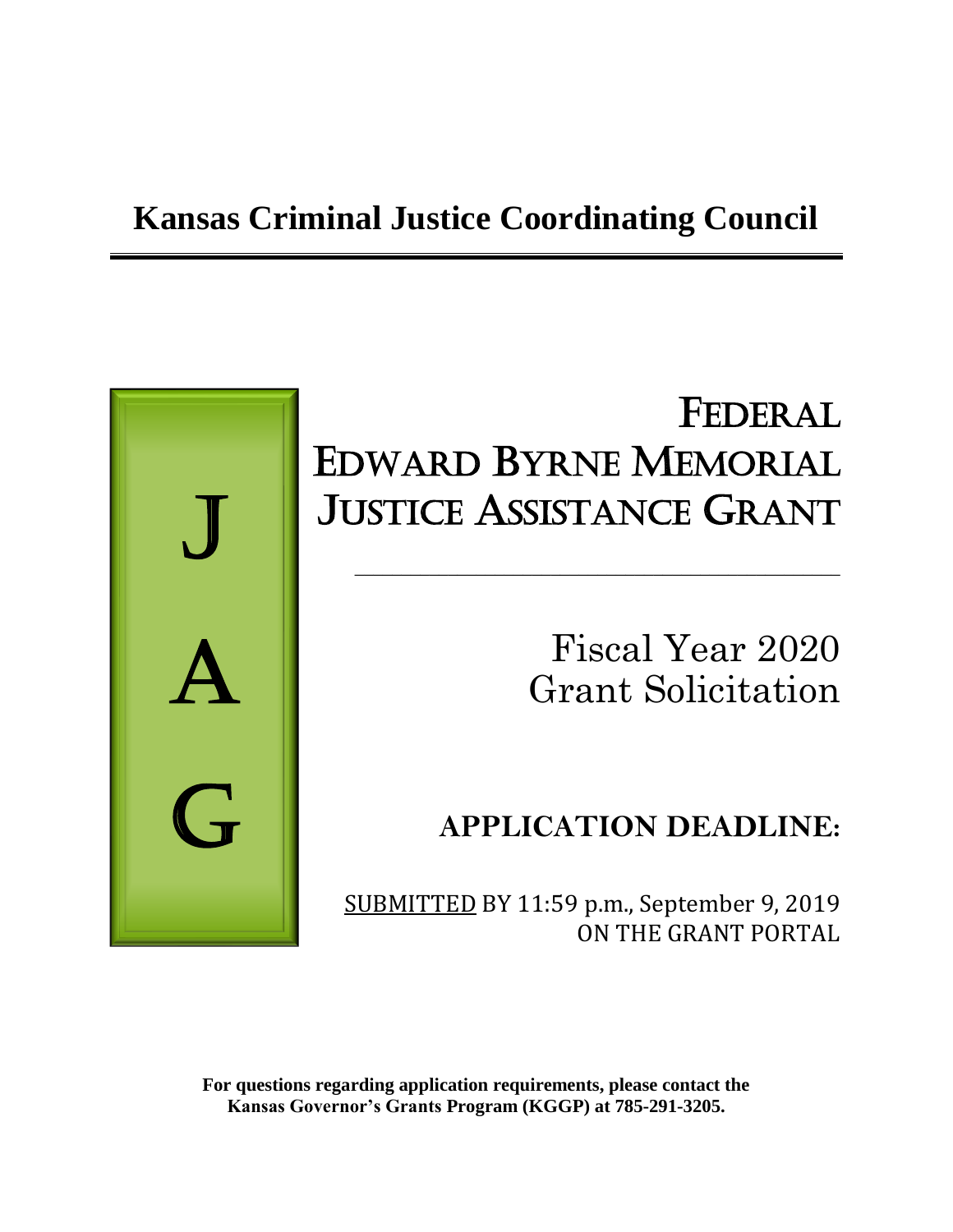# Kansas Criminal Justice Coordinating Council

J

A

G

# Federal Edward Byrne Memorial Justice Assistance Grant

Fiscal Year 2020
Grant Solicitation

## APPLICATION DEADLINE:

SUBMITTED BY 11:59 p.m., September 9, 2019
ON THE GRANT PORTAL

**For questions regarding application requirements, please contact the Kansas Governor's Grants Program (KGGP) at 785-291-3205.**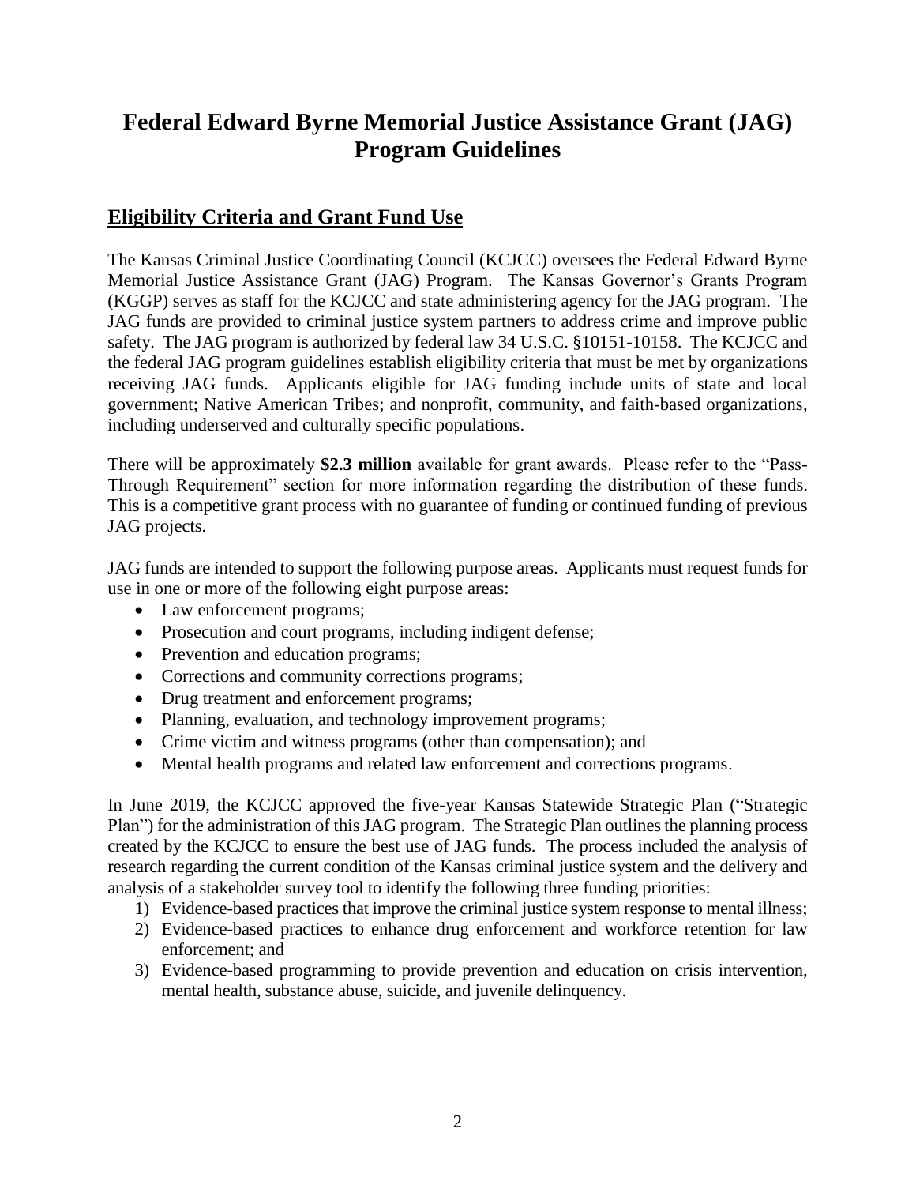# Federal Edward Byrne Memorial Justice Assistance Grant (JAG) Program Guidelines

## Eligibility Criteria and Grant Fund Use

The Kansas Criminal Justice Coordinating Council (KCJCC) oversees the Federal Edward Byrne Memorial Justice Assistance Grant (JAG) Program. The Kansas Governor's Grants Program (KGGP) serves as staff for the KCJCC and state administering agency for the JAG program. The JAG funds are provided to criminal justice system partners to address crime and improve public safety. The JAG program is authorized by federal law 34 U.S.C. §10151-10158. The KCJCC and the federal JAG program guidelines establish eligibility criteria that must be met by organizations receiving JAG funds. Applicants eligible for JAG funding include units of state and local government; Native American Tribes; and nonprofit, community, and faith-based organizations, including underserved and culturally specific populations.

There will be approximately **$2.3 million** available for grant awards. Please refer to the "Pass-Through Requirement" section for more information regarding the distribution of these funds. This is a competitive grant process with no guarantee of funding or continued funding of previous JAG projects.

JAG funds are intended to support the following purpose areas. Applicants must request funds for use in one or more of the following eight purpose areas:

- Law enforcement programs;
- Prosecution and court programs, including indigent defense;
- Prevention and education programs;
- Corrections and community corrections programs;
- Drug treatment and enforcement programs;
- Planning, evaluation, and technology improvement programs;
- Crime victim and witness programs (other than compensation); and
- Mental health programs and related law enforcement and corrections programs.

In June 2019, the KCJCC approved the five-year Kansas Statewide Strategic Plan ("Strategic Plan") for the administration of this JAG program. The Strategic Plan outlines the planning process created by the KCJCC to ensure the best use of JAG funds. The process included the analysis of research regarding the current condition of the Kansas criminal justice system and the delivery and analysis of a stakeholder survey tool to identify the following three funding priorities:

1) Evidence-based practices that improve the criminal justice system response to mental illness;
2) Evidence-based practices to enhance drug enforcement and workforce retention for law enforcement; and
3) Evidence-based programming to provide prevention and education on crisis intervention, mental health, substance abuse, suicide, and juvenile delinquency.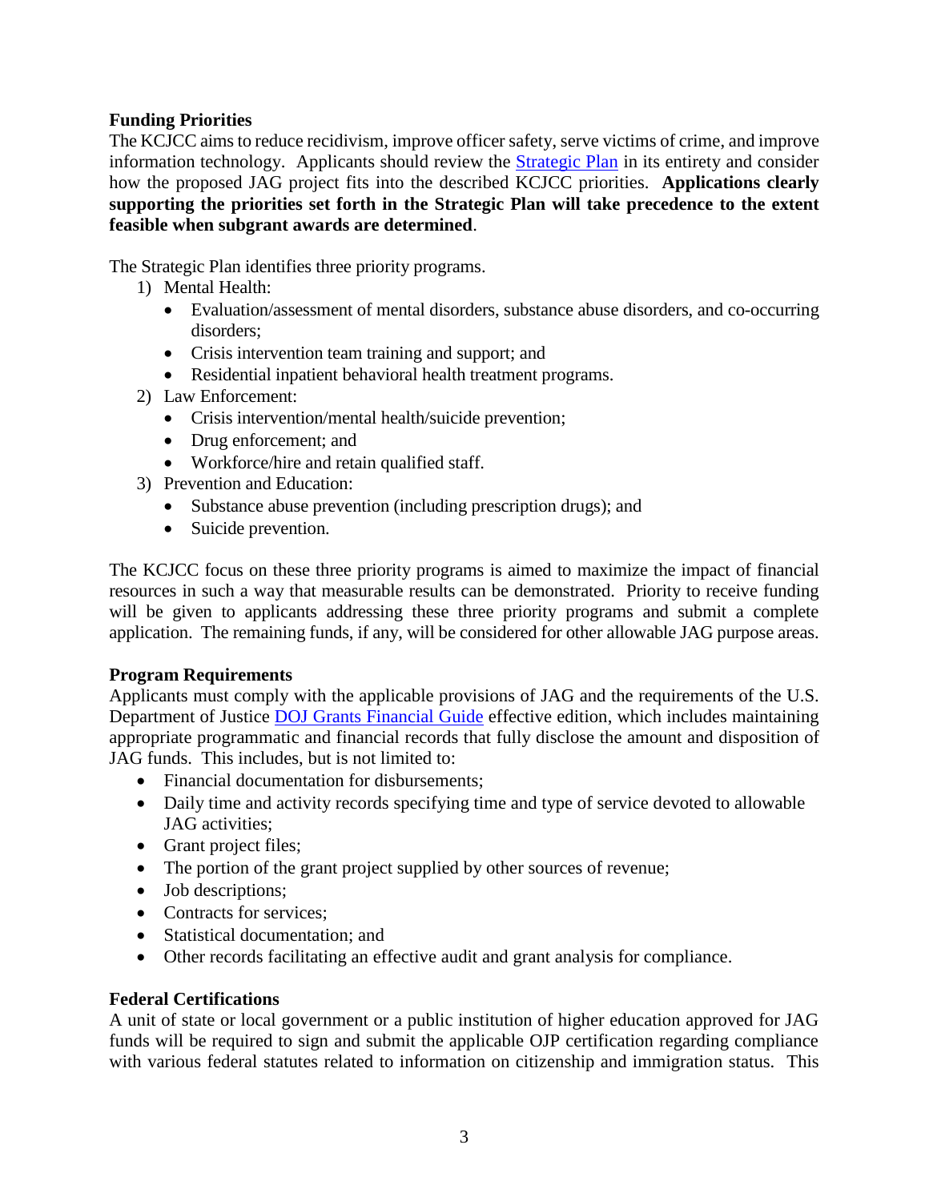**Funding Priorities**

The KCJCC aims to reduce recidivism, improve officer safety, serve victims of crime, and improve information technology. Applicants should review the Strategic Plan in its entirety and consider how the proposed JAG project fits into the described KCJCC priorities. **Applications clearly supporting the priorities set forth in the Strategic Plan will take precedence to the extent feasible when subgrant awards are determined**.

The Strategic Plan identifies three priority programs.

1) Mental Health:
   - Evaluation/assessment of mental disorders, substance abuse disorders, and co-occurring disorders;
   - Crisis intervention team training and support; and
   - Residential inpatient behavioral health treatment programs.
2) Law Enforcement:
   - Crisis intervention/mental health/suicide prevention;
   - Drug enforcement; and
   - Workforce/hire and retain qualified staff.
3) Prevention and Education:
   - Substance abuse prevention (including prescription drugs); and
   - Suicide prevention.

The KCJCC focus on these three priority programs is aimed to maximize the impact of financial resources in such a way that measurable results can be demonstrated. Priority to receive funding will be given to applicants addressing these three priority programs and submit a complete application. The remaining funds, if any, will be considered for other allowable JAG purpose areas.

**Program Requirements**

Applicants must comply with the applicable provisions of JAG and the requirements of the U.S. Department of Justice DOJ Grants Financial Guide effective edition, which includes maintaining appropriate programmatic and financial records that fully disclose the amount and disposition of JAG funds. This includes, but is not limited to:

- Financial documentation for disbursements;
- Daily time and activity records specifying time and type of service devoted to allowable JAG activities;
- Grant project files;
- The portion of the grant project supplied by other sources of revenue;
- Job descriptions;
- Contracts for services;
- Statistical documentation; and
- Other records facilitating an effective audit and grant analysis for compliance.

**Federal Certifications**

A unit of state or local government or a public institution of higher education approved for JAG funds will be required to sign and submit the applicable OJP certification regarding compliance with various federal statutes related to information on citizenship and immigration status. This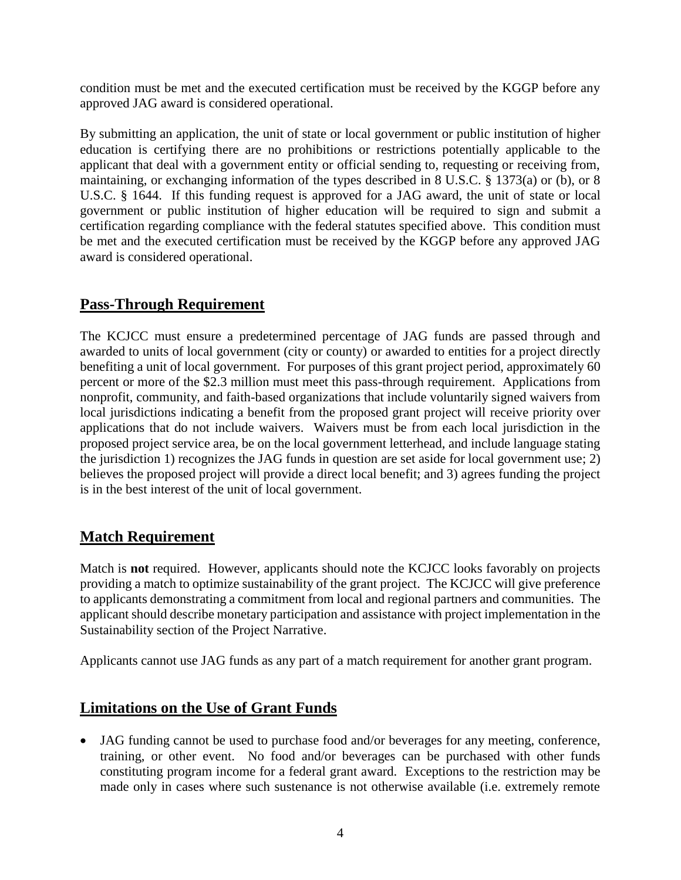condition must be met and the executed certification must be received by the KGGP before any approved JAG award is considered operational.

By submitting an application, the unit of state or local government or public institution of higher education is certifying there are no prohibitions or restrictions potentially applicable to the applicant that deal with a government entity or official sending to, requesting or receiving from, maintaining, or exchanging information of the types described in 8 U.S.C. § 1373(a) or (b), or 8 U.S.C. § 1644. If this funding request is approved for a JAG award, the unit of state or local government or public institution of higher education will be required to sign and submit a certification regarding compliance with the federal statutes specified above. This condition must be met and the executed certification must be received by the KGGP before any approved JAG award is considered operational.

## Pass-Through Requirement

The KCJCC must ensure a predetermined percentage of JAG funds are passed through and awarded to units of local government (city or county) or awarded to entities for a project directly benefiting a unit of local government. For purposes of this grant project period, approximately 60 percent or more of the $2.3 million must meet this pass-through requirement. Applications from nonprofit, community, and faith-based organizations that include voluntarily signed waivers from local jurisdictions indicating a benefit from the proposed grant project will receive priority over applications that do not include waivers. Waivers must be from each local jurisdiction in the proposed project service area, be on the local government letterhead, and include language stating the jurisdiction 1) recognizes the JAG funds in question are set aside for local government use; 2) believes the proposed project will provide a direct local benefit; and 3) agrees funding the project is in the best interest of the unit of local government.

## Match Requirement

Match is **not** required. However, applicants should note the KCJCC looks favorably on projects providing a match to optimize sustainability of the grant project. The KCJCC will give preference to applicants demonstrating a commitment from local and regional partners and communities. The applicant should describe monetary participation and assistance with project implementation in the Sustainability section of the Project Narrative.

Applicants cannot use JAG funds as any part of a match requirement for another grant program.

## Limitations on the Use of Grant Funds

- JAG funding cannot be used to purchase food and/or beverages for any meeting, conference, training, or other event. No food and/or beverages can be purchased with other funds constituting program income for a federal grant award. Exceptions to the restriction may be made only in cases where such sustenance is not otherwise available (i.e. extremely remote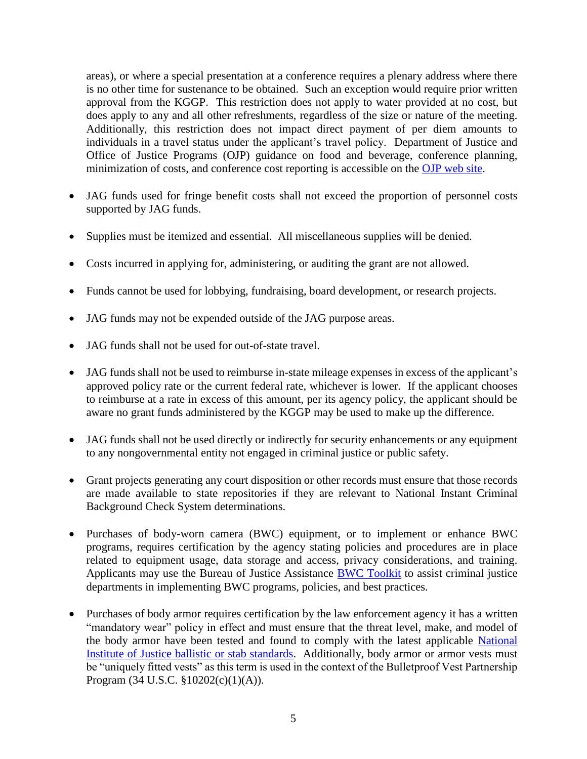areas), or where a special presentation at a conference requires a plenary address where there is no other time for sustenance to be obtained. Such an exception would require prior written approval from the KGGP. This restriction does not apply to water provided at no cost, but does apply to any and all other refreshments, regardless of the size or nature of the meeting. Additionally, this restriction does not impact direct payment of per diem amounts to individuals in a travel status under the applicant's travel policy. Department of Justice and Office of Justice Programs (OJP) guidance on food and beverage, conference planning, minimization of costs, and conference cost reporting is accessible on the OJP web site.

- JAG funds used for fringe benefit costs shall not exceed the proportion of personnel costs supported by JAG funds.
- Supplies must be itemized and essential. All miscellaneous supplies will be denied.
- Costs incurred in applying for, administering, or auditing the grant are not allowed.
- Funds cannot be used for lobbying, fundraising, board development, or research projects.
- JAG funds may not be expended outside of the JAG purpose areas.
- JAG funds shall not be used for out-of-state travel.
- JAG funds shall not be used to reimburse in-state mileage expenses in excess of the applicant's approved policy rate or the current federal rate, whichever is lower. If the applicant chooses to reimburse at a rate in excess of this amount, per its agency policy, the applicant should be aware no grant funds administered by the KGGP may be used to make up the difference.
- JAG funds shall not be used directly or indirectly for security enhancements or any equipment to any nongovernmental entity not engaged in criminal justice or public safety.
- Grant projects generating any court disposition or other records must ensure that those records are made available to state repositories if they are relevant to National Instant Criminal Background Check System determinations.
- Purchases of body-worn camera (BWC) equipment, or to implement or enhance BWC programs, requires certification by the agency stating policies and procedures are in place related to equipment usage, data storage and access, privacy considerations, and training. Applicants may use the Bureau of Justice Assistance BWC Toolkit to assist criminal justice departments in implementing BWC programs, policies, and best practices.
- Purchases of body armor requires certification by the law enforcement agency it has a written "mandatory wear" policy in effect and must ensure that the threat level, make, and model of the body armor have been tested and found to comply with the latest applicable National Institute of Justice ballistic or stab standards. Additionally, body armor or armor vests must be "uniquely fitted vests" as this term is used in the context of the Bulletproof Vest Partnership Program (34 U.S.C. §10202(c)(1)(A)).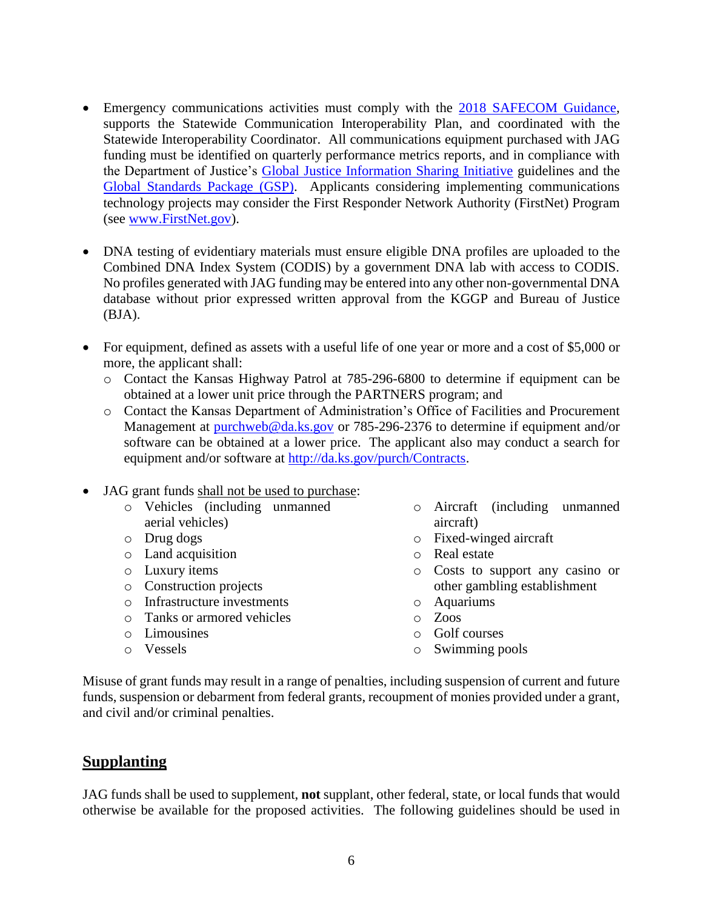- Emergency communications activities must comply with the [2018 SAFECOM Guidance](), supports the Statewide Communication Interoperability Plan, and coordinated with the Statewide Interoperability Coordinator. All communications equipment purchased with JAG funding must be identified on quarterly performance metrics reports, and in compliance with the Department of Justice's [Global Justice Information Sharing Initiative]() guidelines and the [Global Standards Package (GSP)](). Applicants considering implementing communications technology projects may consider the First Responder Network Authority (FirstNet) Program (see [www.FirstNet.gov](www.FirstNet.gov)).

- DNA testing of evidentiary materials must ensure eligible DNA profiles are uploaded to the Combined DNA Index System (CODIS) by a government DNA lab with access to CODIS. No profiles generated with JAG funding may be entered into any other non-governmental DNA database without prior expressed written approval from the KGGP and Bureau of Justice (BJA).

- For equipment, defined as assets with a useful life of one year or more and a cost of $5,000 or more, the applicant shall:
  - Contact the Kansas Highway Patrol at 785-296-6800 to determine if equipment can be obtained at a lower unit price through the PARTNERS program; and
  - Contact the Kansas Department of Administration's Office of Facilities and Procurement Management at [purchweb@da.ks.gov](mailto:purchweb@da.ks.gov) or 785-296-2376 to determine if equipment and/or software can be obtained at a lower price. The applicant also may conduct a search for equipment and/or software at [http://da.ks.gov/purch/Contracts](http://da.ks.gov/purch/Contracts).

- JAG grant funds <u>shall not be used to purchase</u>:
  - Vehicles (including unmanned aerial vehicles)
  - Drug dogs
  - Land acquisition
  - Luxury items
  - Construction projects
  - Infrastructure investments
  - Tanks or armored vehicles
  - Limousines
  - Vessels
  - Aircraft (including unmanned aircraft)
  - Fixed-winged aircraft
  - Real estate
  - Costs to support any casino or other gambling establishment
  - Aquariums
  - Zoos
  - Golf courses
  - Swimming pools

Misuse of grant funds may result in a range of penalties, including suspension of current and future funds, suspension or debarment from federal grants, recoupment of monies provided under a grant, and civil and/or criminal penalties.

## <u>Supplanting</u>

JAG funds shall be used to supplement, **not** supplant, other federal, state, or local funds that would otherwise be available for the proposed activities. The following guidelines should be used in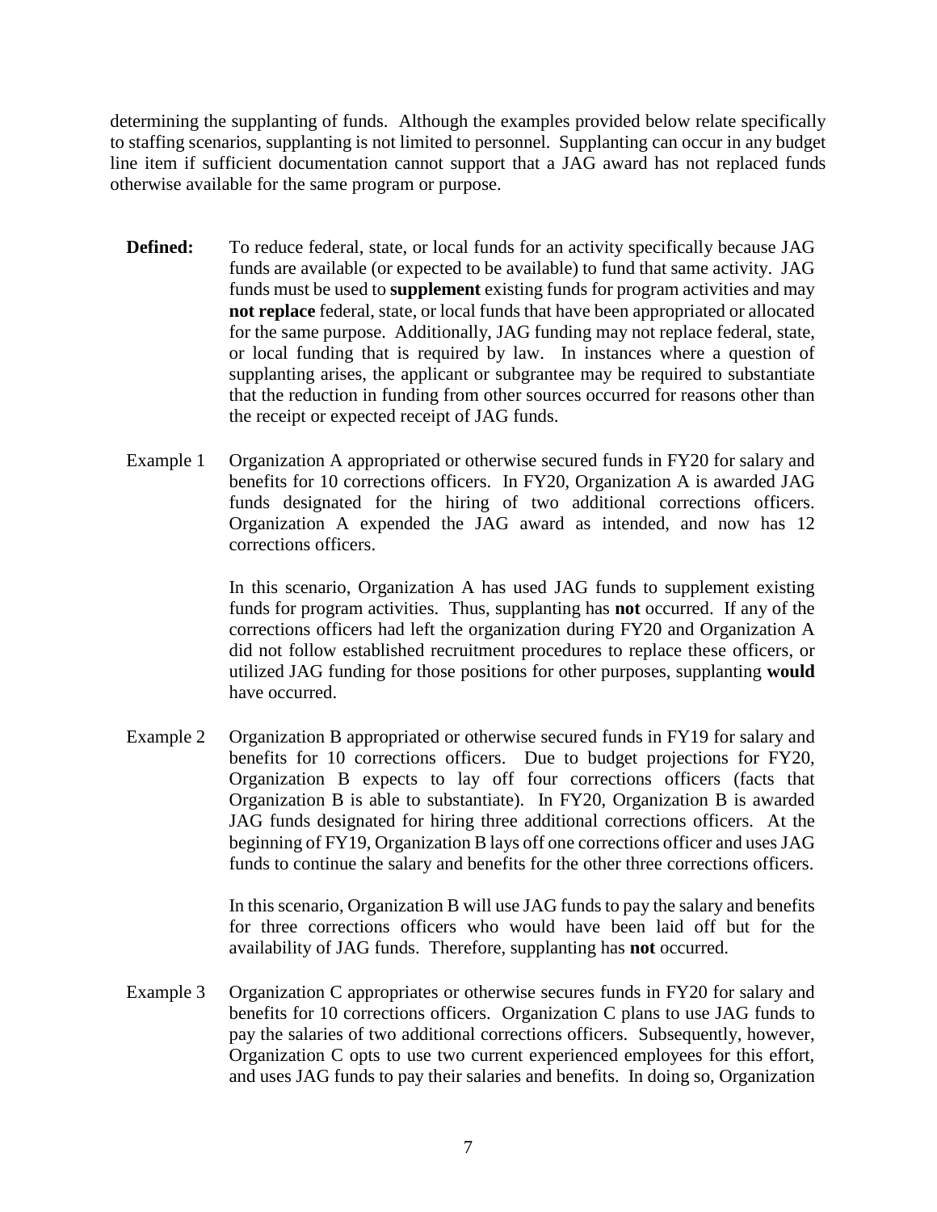determining the supplanting of funds. Although the examples provided below relate specifically to staffing scenarios, supplanting is not limited to personnel. Supplanting can occur in any budget line item if sufficient documentation cannot support that a JAG award has not replaced funds otherwise available for the same program or purpose.

**Defined:** To reduce federal, state, or local funds for an activity specifically because JAG funds are available (or expected to be available) to fund that same activity. JAG funds must be used to **supplement** existing funds for program activities and may **not replace** federal, state, or local funds that have been appropriated or allocated for the same purpose. Additionally, JAG funding may not replace federal, state, or local funding that is required by law. In instances where a question of supplanting arises, the applicant or subgrantee may be required to substantiate that the reduction in funding from other sources occurred for reasons other than the receipt or expected receipt of JAG funds.

Example 1 Organization A appropriated or otherwise secured funds in FY20 for salary and benefits for 10 corrections officers. In FY20, Organization A is awarded JAG funds designated for the hiring of two additional corrections officers. Organization A expended the JAG award as intended, and now has 12 corrections officers.

In this scenario, Organization A has used JAG funds to supplement existing funds for program activities. Thus, supplanting has **not** occurred. If any of the corrections officers had left the organization during FY20 and Organization A did not follow established recruitment procedures to replace these officers, or utilized JAG funding for those positions for other purposes, supplanting **would** have occurred.

Example 2 Organization B appropriated or otherwise secured funds in FY19 for salary and benefits for 10 corrections officers. Due to budget projections for FY20, Organization B expects to lay off four corrections officers (facts that Organization B is able to substantiate). In FY20, Organization B is awarded JAG funds designated for hiring three additional corrections officers. At the beginning of FY19, Organization B lays off one corrections officer and uses JAG funds to continue the salary and benefits for the other three corrections officers.

In this scenario, Organization B will use JAG funds to pay the salary and benefits for three corrections officers who would have been laid off but for the availability of JAG funds. Therefore, supplanting has **not** occurred.

Example 3 Organization C appropriates or otherwise secures funds in FY20 for salary and benefits for 10 corrections officers. Organization C plans to use JAG funds to pay the salaries of two additional corrections officers. Subsequently, however, Organization C opts to use two current experienced employees for this effort, and uses JAG funds to pay their salaries and benefits. In doing so, Organization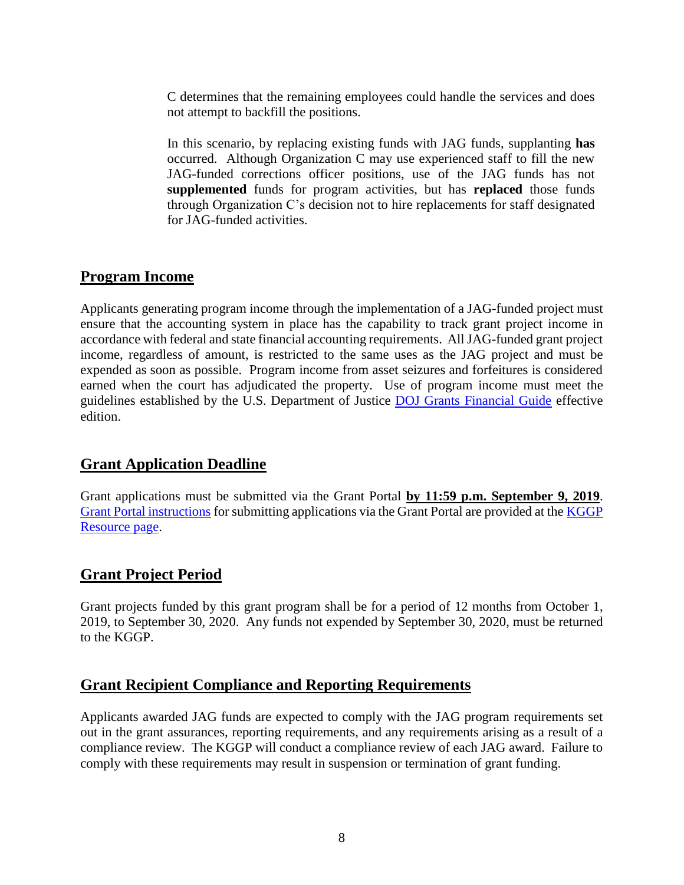C determines that the remaining employees could handle the services and does not attempt to backfill the positions.

In this scenario, by replacing existing funds with JAG funds, supplanting **has** occurred. Although Organization C may use experienced staff to fill the new JAG-funded corrections officer positions, use of the JAG funds has not **supplemented** funds for program activities, but has **replaced** those funds through Organization C's decision not to hire replacements for staff designated for JAG-funded activities.

## Program Income

Applicants generating program income through the implementation of a JAG-funded project must ensure that the accounting system in place has the capability to track grant project income in accordance with federal and state financial accounting requirements. All JAG-funded grant project income, regardless of amount, is restricted to the same uses as the JAG project and must be expended as soon as possible. Program income from asset seizures and forfeitures is considered earned when the court has adjudicated the property. Use of program income must meet the guidelines established by the U.S. Department of Justice DOJ Grants Financial Guide effective edition.

## Grant Application Deadline

Grant applications must be submitted via the Grant Portal **by 11:59 p.m. September 9, 2019**. Grant Portal instructions for submitting applications via the Grant Portal are provided at the KGGP Resource page.

## Grant Project Period

Grant projects funded by this grant program shall be for a period of 12 months from October 1, 2019, to September 30, 2020. Any funds not expended by September 30, 2020, must be returned to the KGGP.

## Grant Recipient Compliance and Reporting Requirements

Applicants awarded JAG funds are expected to comply with the JAG program requirements set out in the grant assurances, reporting requirements, and any requirements arising as a result of a compliance review. The KGGP will conduct a compliance review of each JAG award. Failure to comply with these requirements may result in suspension or termination of grant funding.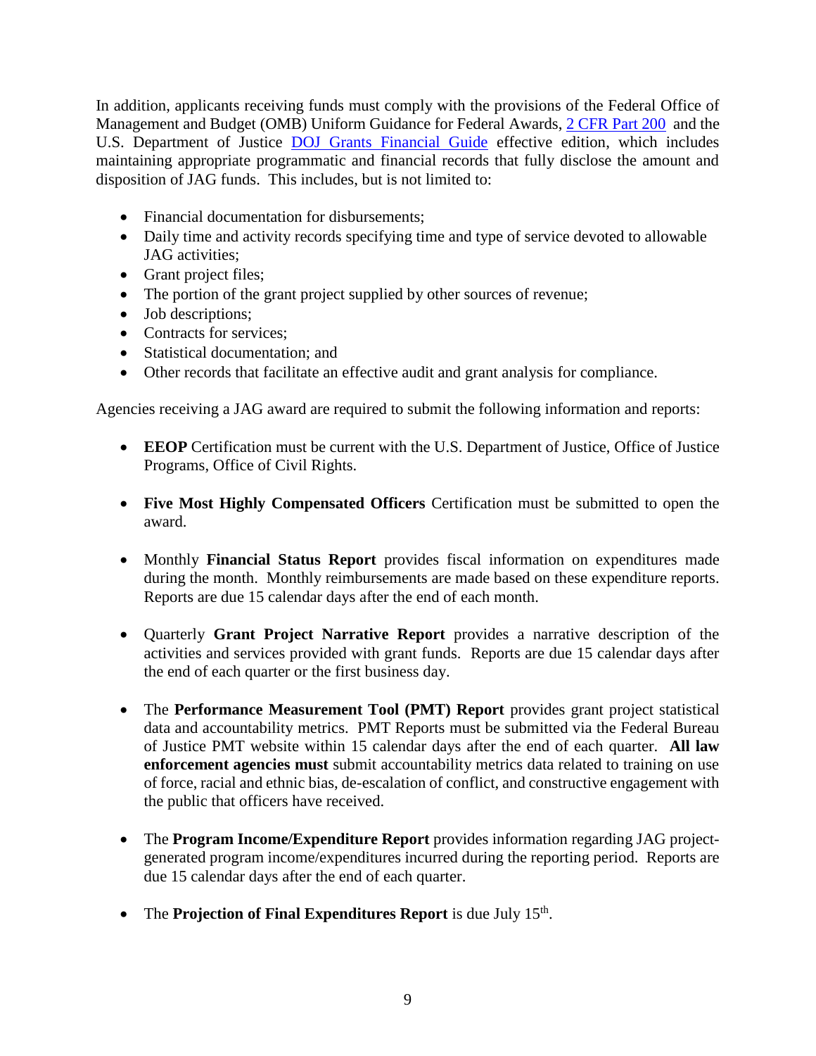In addition, applicants receiving funds must comply with the provisions of the Federal Office of Management and Budget (OMB) Uniform Guidance for Federal Awards, [2 CFR Part 200](#) and the U.S. Department of Justice [DOJ Grants Financial Guide](#) effective edition, which includes maintaining appropriate programmatic and financial records that fully disclose the amount and disposition of JAG funds. This includes, but is not limited to:

- Financial documentation for disbursements;
- Daily time and activity records specifying time and type of service devoted to allowable JAG activities;
- Grant project files;
- The portion of the grant project supplied by other sources of revenue;
- Job descriptions;
- Contracts for services;
- Statistical documentation; and
- Other records that facilitate an effective audit and grant analysis for compliance.

Agencies receiving a JAG award are required to submit the following information and reports:

- **EEOP** Certification must be current with the U.S. Department of Justice, Office of Justice Programs, Office of Civil Rights.

- **Five Most Highly Compensated Officers** Certification must be submitted to open the award.

- Monthly **Financial Status Report** provides fiscal information on expenditures made during the month. Monthly reimbursements are made based on these expenditure reports. Reports are due 15 calendar days after the end of each month.

- Quarterly **Grant Project Narrative Report** provides a narrative description of the activities and services provided with grant funds. Reports are due 15 calendar days after the end of each quarter or the first business day.

- The **Performance Measurement Tool (PMT) Report** provides grant project statistical data and accountability metrics. PMT Reports must be submitted via the Federal Bureau of Justice PMT website within 15 calendar days after the end of each quarter. **All law enforcement agencies must** submit accountability metrics data related to training on use of force, racial and ethnic bias, de-escalation of conflict, and constructive engagement with the public that officers have received.

- The **Program Income/Expenditure Report** provides information regarding JAG project-generated program income/expenditures incurred during the reporting period. Reports are due 15 calendar days after the end of each quarter.

- The **Projection of Final Expenditures Report** is due July 15th.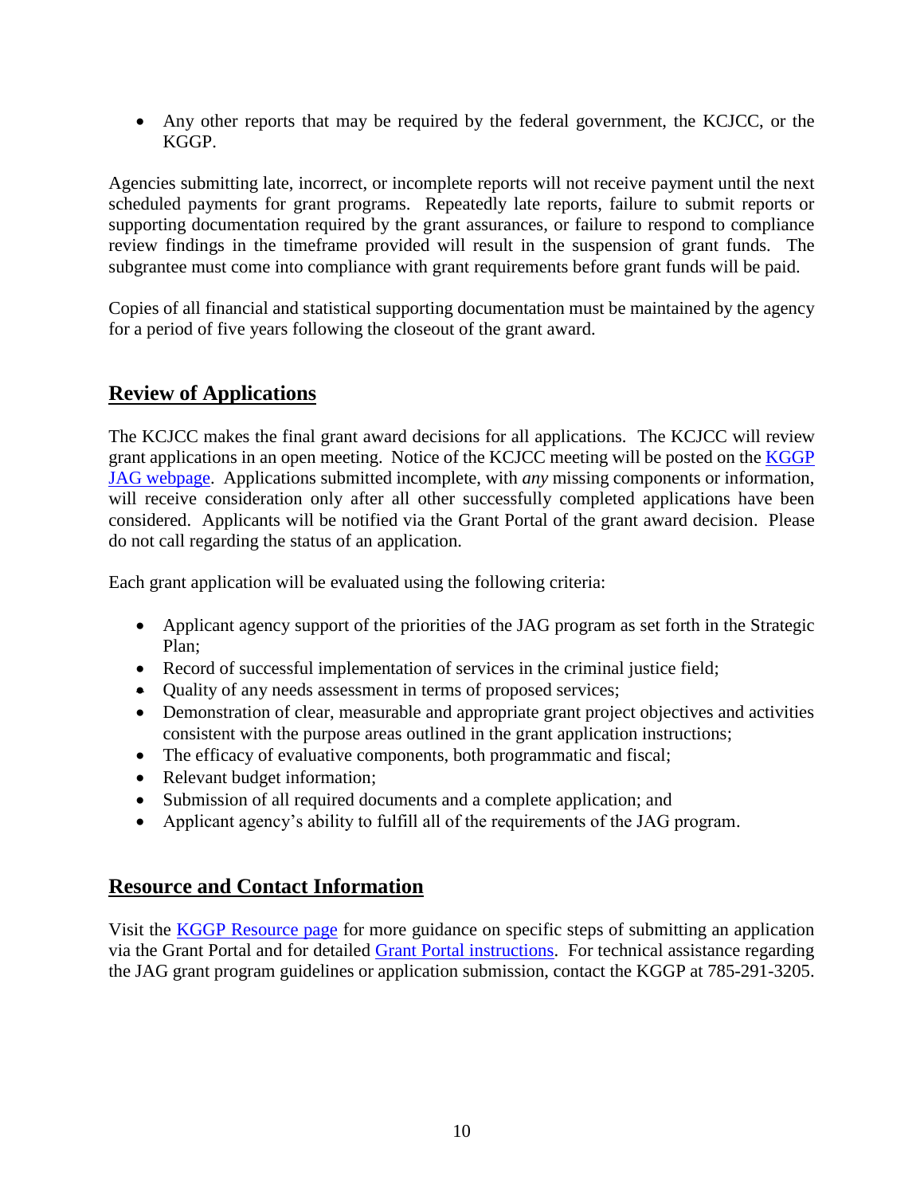- Any other reports that may be required by the federal government, the KCJCC, or the KGGP.

Agencies submitting late, incorrect, or incomplete reports will not receive payment until the next scheduled payments for grant programs. Repeatedly late reports, failure to submit reports or supporting documentation required by the grant assurances, or failure to respond to compliance review findings in the timeframe provided will result in the suspension of grant funds. The subgrantee must come into compliance with grant requirements before grant funds will be paid.

Copies of all financial and statistical supporting documentation must be maintained by the agency for a period of five years following the closeout of the grant award.

## Review of Applications

The KCJCC makes the final grant award decisions for all applications. The KCJCC will review grant applications in an open meeting. Notice of the KCJCC meeting will be posted on the KGGP JAG webpage. Applications submitted incomplete, with *any* missing components or information, will receive consideration only after all other successfully completed applications have been considered. Applicants will be notified via the Grant Portal of the grant award decision. Please do not call regarding the status of an application.

Each grant application will be evaluated using the following criteria:

- Applicant agency support of the priorities of the JAG program as set forth in the Strategic Plan;
- Record of successful implementation of services in the criminal justice field;
- Quality of any needs assessment in terms of proposed services;
- Demonstration of clear, measurable and appropriate grant project objectives and activities consistent with the purpose areas outlined in the grant application instructions;
- The efficacy of evaluative components, both programmatic and fiscal;
- Relevant budget information;
- Submission of all required documents and a complete application; and
- Applicant agency's ability to fulfill all of the requirements of the JAG program.

## Resource and Contact Information

Visit the KGGP Resource page for more guidance on specific steps of submitting an application via the Grant Portal and for detailed Grant Portal instructions. For technical assistance regarding the JAG grant program guidelines or application submission, contact the KGGP at 785-291-3205.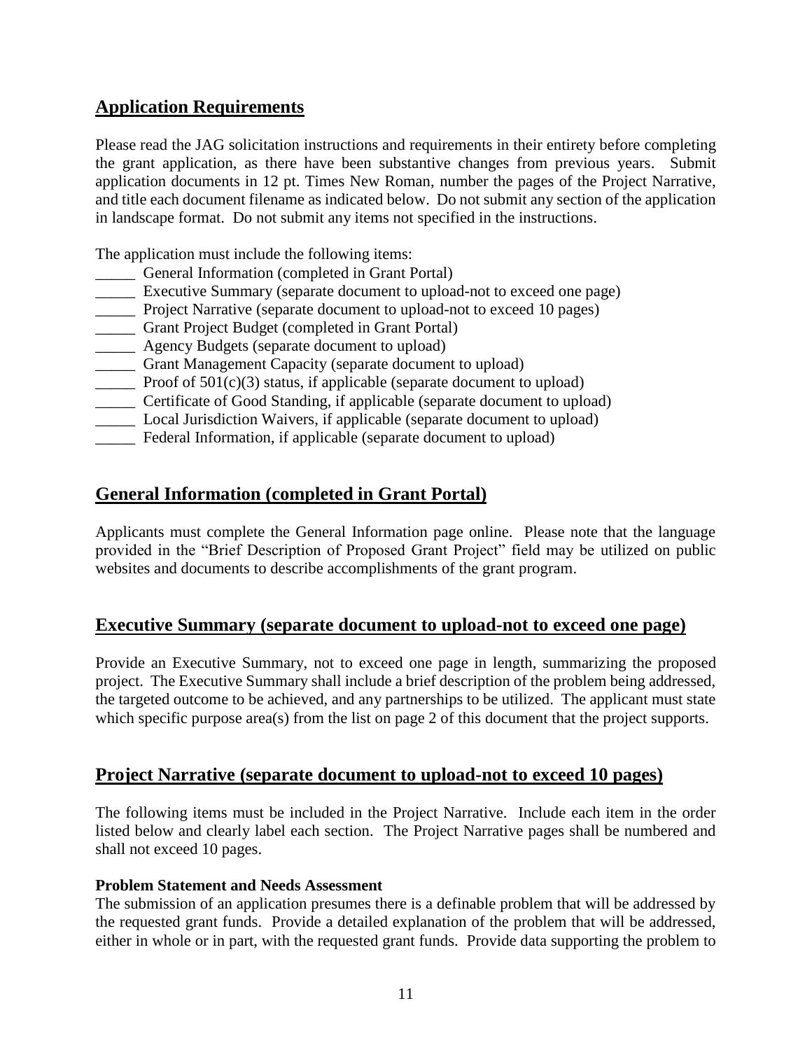## Application Requirements

Please read the JAG solicitation instructions and requirements in their entirety before completing the grant application, as there have been substantive changes from previous years. Submit application documents in 12 pt. Times New Roman, number the pages of the Project Narrative, and title each document filename as indicated below. Do not submit any section of the application in landscape format. Do not submit any items not specified in the instructions.

The application must include the following items:

_____ General Information (completed in Grant Portal)
_____ Executive Summary (separate document to upload-not to exceed one page)
_____ Project Narrative (separate document to upload-not to exceed 10 pages)
_____ Grant Project Budget (completed in Grant Portal)
_____ Agency Budgets (separate document to upload)
_____ Grant Management Capacity (separate document to upload)
_____ Proof of 501(c)(3) status, if applicable (separate document to upload)
_____ Certificate of Good Standing, if applicable (separate document to upload)
_____ Local Jurisdiction Waivers, if applicable (separate document to upload)
_____ Federal Information, if applicable (separate document to upload)

## General Information (completed in Grant Portal)

Applicants must complete the General Information page online. Please note that the language provided in the "Brief Description of Proposed Grant Project" field may be utilized on public websites and documents to describe accomplishments of the grant program.

## Executive Summary (separate document to upload-not to exceed one page)

Provide an Executive Summary, not to exceed one page in length, summarizing the proposed project. The Executive Summary shall include a brief description of the problem being addressed, the targeted outcome to be achieved, and any partnerships to be utilized. The applicant must state which specific purpose area(s) from the list on page 2 of this document that the project supports.

## Project Narrative (separate document to upload-not to exceed 10 pages)

The following items must be included in the Project Narrative. Include each item in the order listed below and clearly label each section. The Project Narrative pages shall be numbered and shall not exceed 10 pages.

**Problem Statement and Needs Assessment**

The submission of an application presumes there is a definable problem that will be addressed by the requested grant funds. Provide a detailed explanation of the problem that will be addressed, either in whole or in part, with the requested grant funds. Provide data supporting the problem to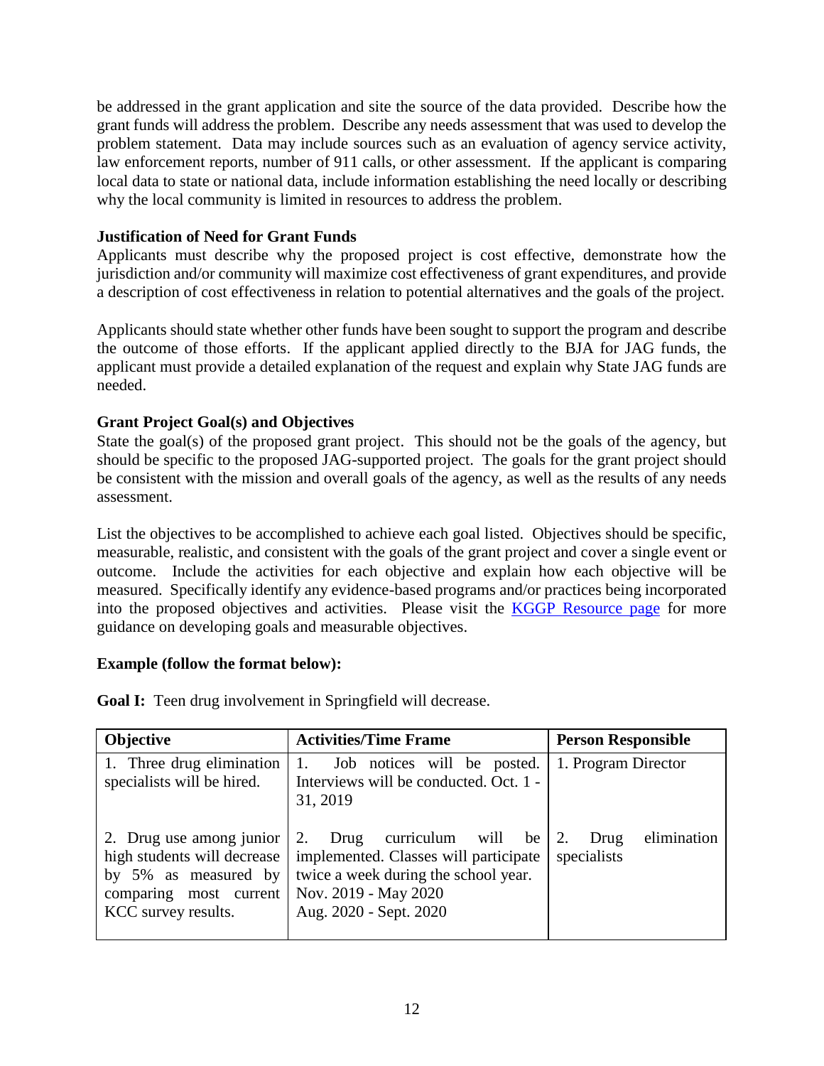be addressed in the grant application and site the source of the data provided. Describe how the grant funds will address the problem. Describe any needs assessment that was used to develop the problem statement. Data may include sources such as an evaluation of agency service activity, law enforcement reports, number of 911 calls, or other assessment. If the applicant is comparing local data to state or national data, include information establishing the need locally or describing why the local community is limited in resources to address the problem.

**Justification of Need for Grant Funds**

Applicants must describe why the proposed project is cost effective, demonstrate how the jurisdiction and/or community will maximize cost effectiveness of grant expenditures, and provide a description of cost effectiveness in relation to potential alternatives and the goals of the project.

Applicants should state whether other funds have been sought to support the program and describe the outcome of those efforts. If the applicant applied directly to the BJA for JAG funds, the applicant must provide a detailed explanation of the request and explain why State JAG funds are needed.

**Grant Project Goal(s) and Objectives**

State the goal(s) of the proposed grant project. This should not be the goals of the agency, but should be specific to the proposed JAG-supported project. The goals for the grant project should be consistent with the mission and overall goals of the agency, as well as the results of any needs assessment.

List the objectives to be accomplished to achieve each goal listed. Objectives should be specific, measurable, realistic, and consistent with the goals of the grant project and cover a single event or outcome. Include the activities for each objective and explain how each objective will be measured. Specifically identify any evidence-based programs and/or practices being incorporated into the proposed objectives and activities. Please visit the KGGP Resource page for more guidance on developing goals and measurable objectives.

**Example (follow the format below):**

**Goal I:** Teen drug involvement in Springfield will decrease.

| Objective | Activities/Time Frame | Person Responsible |
|---|---|---|
| 1. Three drug elimination specialists will be hired. | 1. Job notices will be posted. Interviews will be conducted. Oct. 1 - 31, 2019 | 1. Program Director |
| 2. Drug use among junior high students will decrease by 5% as measured by comparing most current KCC survey results. | 2. Drug curriculum will be implemented. Classes will participate twice a week during the school year. Nov. 2019 - May 2020 Aug. 2020 - Sept. 2020 | 2. Drug elimination specialists |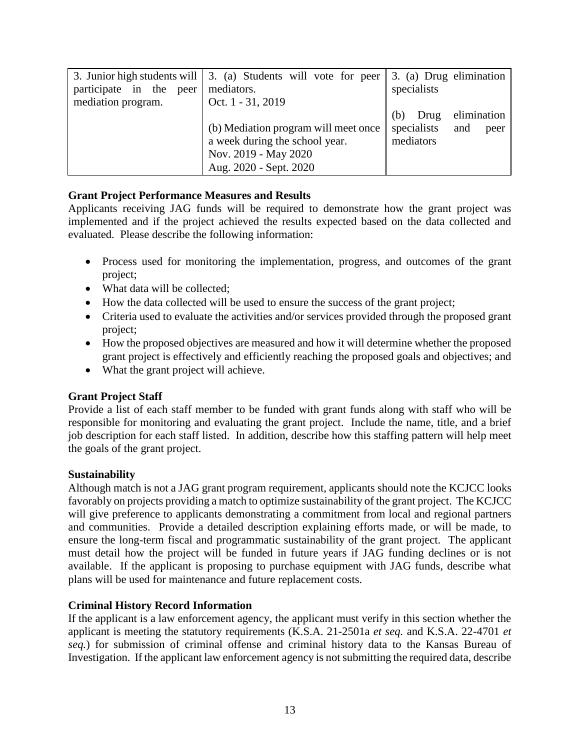| | | |
|---|---|---|
| 3. Junior high students will participate in the peer mediation program. | 3. (a) Students will vote for peer mediators.<br>Oct. 1 - 31, 2019<br><br>(b) Mediation program will meet once a week during the school year.<br>Nov. 2019 - May 2020<br>Aug. 2020 - Sept. 2020 | 3. (a) Drug elimination specialists<br><br>(b) Drug elimination specialists and peer mediators |

**Grant Project Performance Measures and Results**

Applicants receiving JAG funds will be required to demonstrate how the grant project was implemented and if the project achieved the results expected based on the data collected and evaluated. Please describe the following information:

- Process used for monitoring the implementation, progress, and outcomes of the grant project;
- What data will be collected;
- How the data collected will be used to ensure the success of the grant project;
- Criteria used to evaluate the activities and/or services provided through the proposed grant project;
- How the proposed objectives are measured and how it will determine whether the proposed grant project is effectively and efficiently reaching the proposed goals and objectives; and
- What the grant project will achieve.

**Grant Project Staff**

Provide a list of each staff member to be funded with grant funds along with staff who will be responsible for monitoring and evaluating the grant project. Include the name, title, and a brief job description for each staff listed. In addition, describe how this staffing pattern will help meet the goals of the grant project.

**Sustainability**

Although match is not a JAG grant program requirement, applicants should note the KCJCC looks favorably on projects providing a match to optimize sustainability of the grant project. The KCJCC will give preference to applicants demonstrating a commitment from local and regional partners and communities. Provide a detailed description explaining efforts made, or will be made, to ensure the long-term fiscal and programmatic sustainability of the grant project. The applicant must detail how the project will be funded in future years if JAG funding declines or is not available. If the applicant is proposing to purchase equipment with JAG funds, describe what plans will be used for maintenance and future replacement costs.

**Criminal History Record Information**

If the applicant is a law enforcement agency, the applicant must verify in this section whether the applicant is meeting the statutory requirements (K.S.A. 21-2501a *et seq.* and K.S.A. 22-4701 *et seq.*) for submission of criminal offense and criminal history data to the Kansas Bureau of Investigation. If the applicant law enforcement agency is not submitting the required data, describe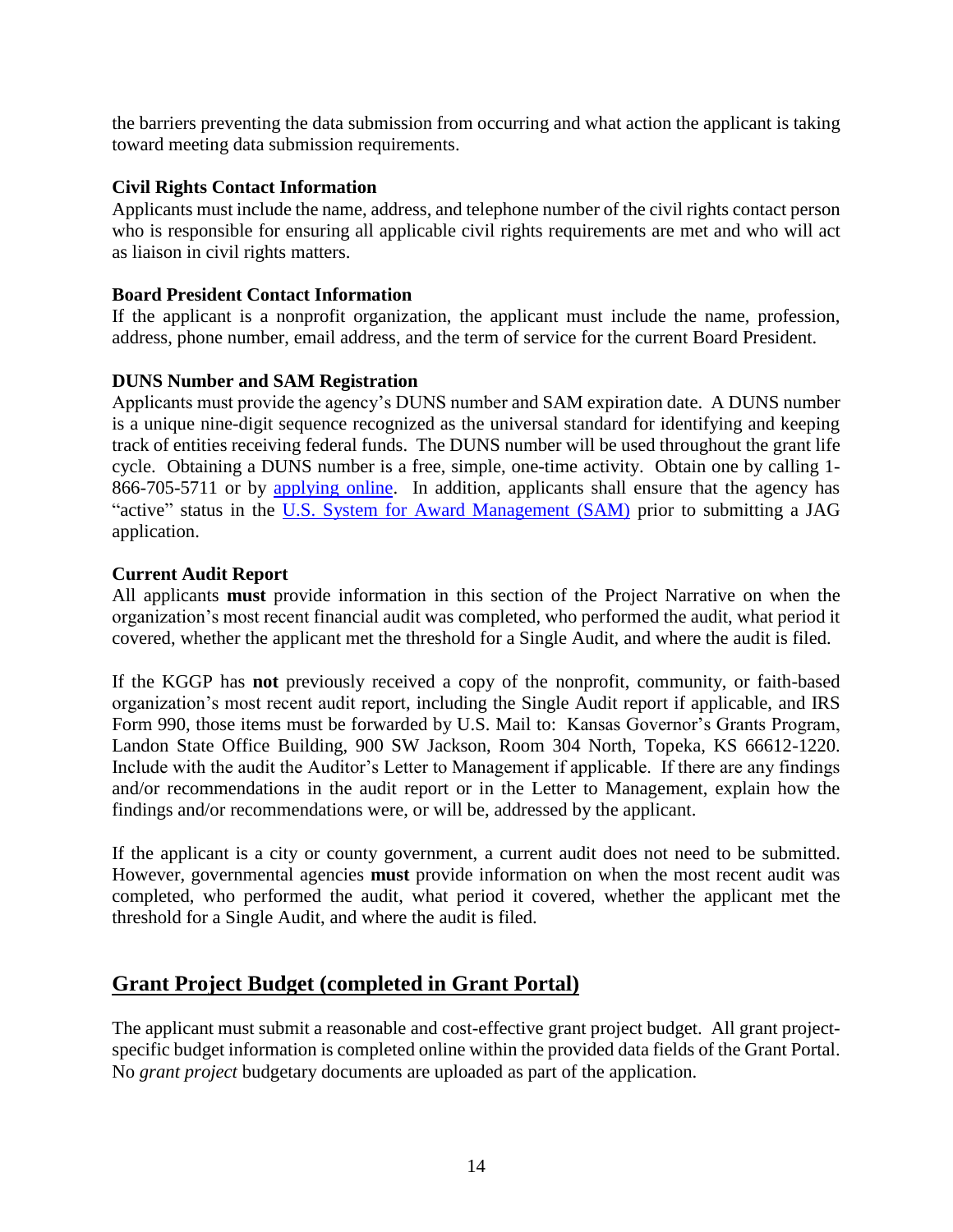the barriers preventing the data submission from occurring and what action the applicant is taking toward meeting data submission requirements.

**Civil Rights Contact Information**

Applicants must include the name, address, and telephone number of the civil rights contact person who is responsible for ensuring all applicable civil rights requirements are met and who will act as liaison in civil rights matters.

**Board President Contact Information**

If the applicant is a nonprofit organization, the applicant must include the name, profession, address, phone number, email address, and the term of service for the current Board President.

**DUNS Number and SAM Registration**

Applicants must provide the agency's DUNS number and SAM expiration date. A DUNS number is a unique nine-digit sequence recognized as the universal standard for identifying and keeping track of entities receiving federal funds. The DUNS number will be used throughout the grant life cycle. Obtaining a DUNS number is a free, simple, one-time activity. Obtain one by calling 1-866-705-5711 or by applying online. In addition, applicants shall ensure that the agency has "active" status in the U.S. System for Award Management (SAM) prior to submitting a JAG application.

**Current Audit Report**

All applicants **must** provide information in this section of the Project Narrative on when the organization's most recent financial audit was completed, who performed the audit, what period it covered, whether the applicant met the threshold for a Single Audit, and where the audit is filed.

If the KGGP has **not** previously received a copy of the nonprofit, community, or faith-based organization's most recent audit report, including the Single Audit report if applicable, and IRS Form 990, those items must be forwarded by U.S. Mail to: Kansas Governor's Grants Program, Landon State Office Building, 900 SW Jackson, Room 304 North, Topeka, KS 66612-1220. Include with the audit the Auditor's Letter to Management if applicable. If there are any findings and/or recommendations in the audit report or in the Letter to Management, explain how the findings and/or recommendations were, or will be, addressed by the applicant.

If the applicant is a city or county government, a current audit does not need to be submitted. However, governmental agencies **must** provide information on when the most recent audit was completed, who performed the audit, what period it covered, whether the applicant met the threshold for a Single Audit, and where the audit is filed.

## Grant Project Budget (completed in Grant Portal)

The applicant must submit a reasonable and cost-effective grant project budget. All grant project-specific budget information is completed online within the provided data fields of the Grant Portal. No *grant project* budgetary documents are uploaded as part of the application.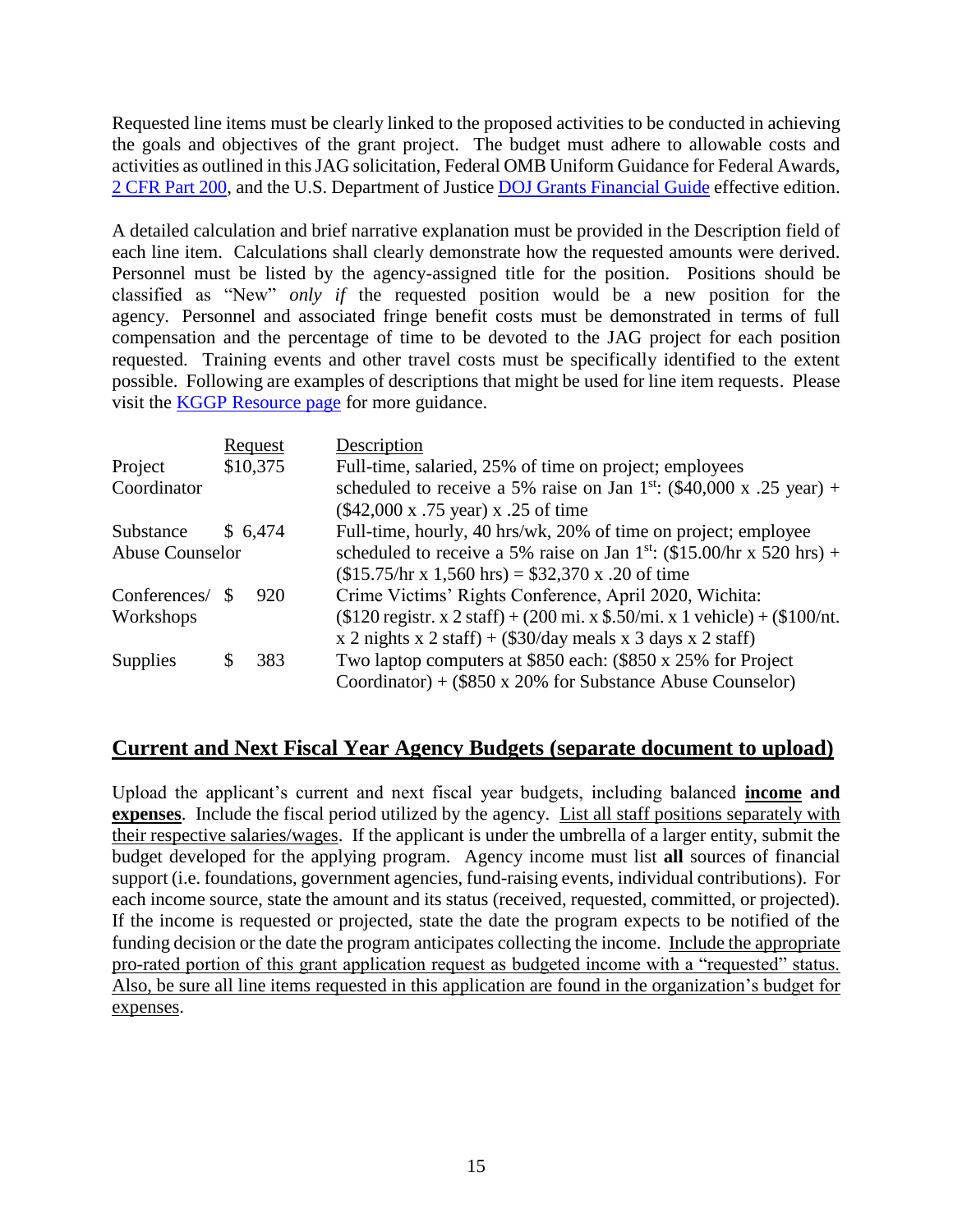Requested line items must be clearly linked to the proposed activities to be conducted in achieving the goals and objectives of the grant project. The budget must adhere to allowable costs and activities as outlined in this JAG solicitation, Federal OMB Uniform Guidance for Federal Awards, 2 CFR Part 200, and the U.S. Department of Justice DOJ Grants Financial Guide effective edition.

A detailed calculation and brief narrative explanation must be provided in the Description field of each line item. Calculations shall clearly demonstrate how the requested amounts were derived. Personnel must be listed by the agency-assigned title for the position. Positions should be classified as "New" *only if* the requested position would be a new position for the agency. Personnel and associated fringe benefit costs must be demonstrated in terms of full compensation and the percentage of time to be devoted to the JAG project for each position requested. Training events and other travel costs must be specifically identified to the extent possible. Following are examples of descriptions that might be used for line item requests. Please visit the KGGP Resource page for more guidance.

| | Request | Description |
|---|---|---|
| Project Coordinator | $10,375 | Full-time, salaried, 25% of time on project; employees scheduled to receive a 5% raise on Jan 1st: ($40,000 x .25 year) + ($42,000 x .75 year) x .25 of time |
| Substance Abuse Counselor | $ 6,474 | Full-time, hourly, 40 hrs/wk, 20% of time on project; employee scheduled to receive a 5% raise on Jan 1st: ($15.00/hr x 520 hrs) + ($15.75/hr x 1,560 hrs) = $32,370 x .20 of time |
| Conferences/ Workshops | $ 920 | Crime Victims' Rights Conference, April 2020, Wichita: ($120 registr. x 2 staff) + (200 mi. x $.50/mi. x 1 vehicle) + ($100/nt. x 2 nights x 2 staff) + ($30/day meals x 3 days x 2 staff) |
| Supplies | $ 383 | Two laptop computers at $850 each: ($850 x 25% for Project Coordinator) + ($850 x 20% for Substance Abuse Counselor) |

## Current and Next Fiscal Year Agency Budgets (separate document to upload)

Upload the applicant's current and next fiscal year budgets, including balanced **income and expenses**. Include the fiscal period utilized by the agency. List all staff positions separately with their respective salaries/wages. If the applicant is under the umbrella of a larger entity, submit the budget developed for the applying program. Agency income must list **all** sources of financial support (i.e. foundations, government agencies, fund-raising events, individual contributions). For each income source, state the amount and its status (received, requested, committed, or projected). If the income is requested or projected, state the date the program expects to be notified of the funding decision or the date the program anticipates collecting the income. Include the appropriate pro-rated portion of this grant application request as budgeted income with a "requested" status. Also, be sure all line items requested in this application are found in the organization's budget for expenses.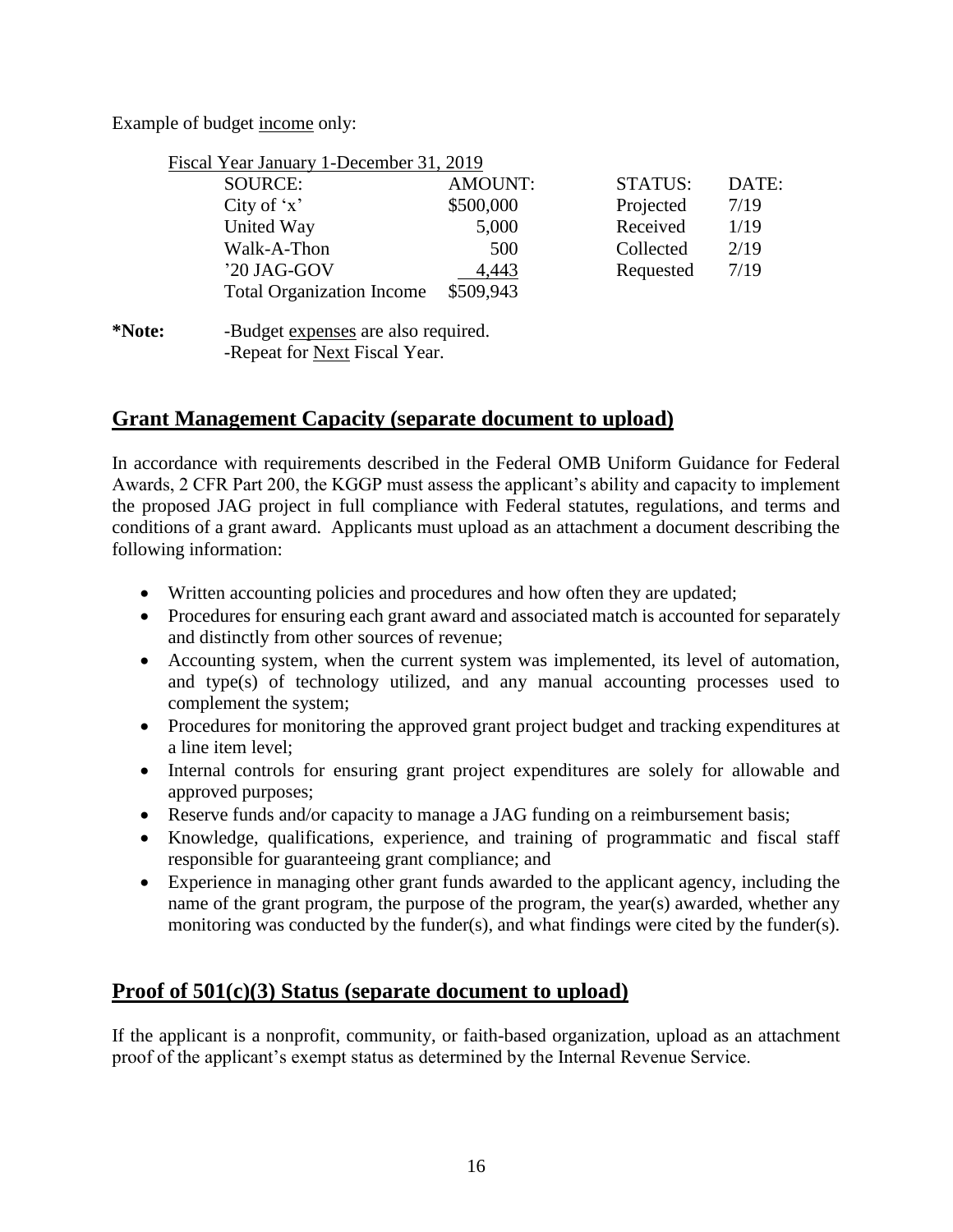Example of budget income only:

Fiscal Year January 1-December 31, 2019

| SOURCE: | AMOUNT: | STATUS: | DATE: |
|---|---|---|---|
| City of 'x' | $500,000 | Projected | 7/19 |
| United Way | 5,000 | Received | 1/19 |
| Walk-A-Thon | 500 | Collected | 2/19 |
| '20 JAG-GOV | 4,443 | Requested | 7/19 |
| Total Organization Income | $509,943 | | |

**\*Note:** -Budget expenses are also required.
-Repeat for Next Fiscal Year.

## Grant Management Capacity (separate document to upload)

In accordance with requirements described in the Federal OMB Uniform Guidance for Federal Awards, 2 CFR Part 200, the KGGP must assess the applicant's ability and capacity to implement the proposed JAG project in full compliance with Federal statutes, regulations, and terms and conditions of a grant award. Applicants must upload as an attachment a document describing the following information:

- Written accounting policies and procedures and how often they are updated;
- Procedures for ensuring each grant award and associated match is accounted for separately and distinctly from other sources of revenue;
- Accounting system, when the current system was implemented, its level of automation, and type(s) of technology utilized, and any manual accounting processes used to complement the system;
- Procedures for monitoring the approved grant project budget and tracking expenditures at a line item level;
- Internal controls for ensuring grant project expenditures are solely for allowable and approved purposes;
- Reserve funds and/or capacity to manage a JAG funding on a reimbursement basis;
- Knowledge, qualifications, experience, and training of programmatic and fiscal staff responsible for guaranteeing grant compliance; and
- Experience in managing other grant funds awarded to the applicant agency, including the name of the grant program, the purpose of the program, the year(s) awarded, whether any monitoring was conducted by the funder(s), and what findings were cited by the funder(s).

## Proof of 501(c)(3) Status (separate document to upload)

If the applicant is a nonprofit, community, or faith-based organization, upload as an attachment proof of the applicant's exempt status as determined by the Internal Revenue Service.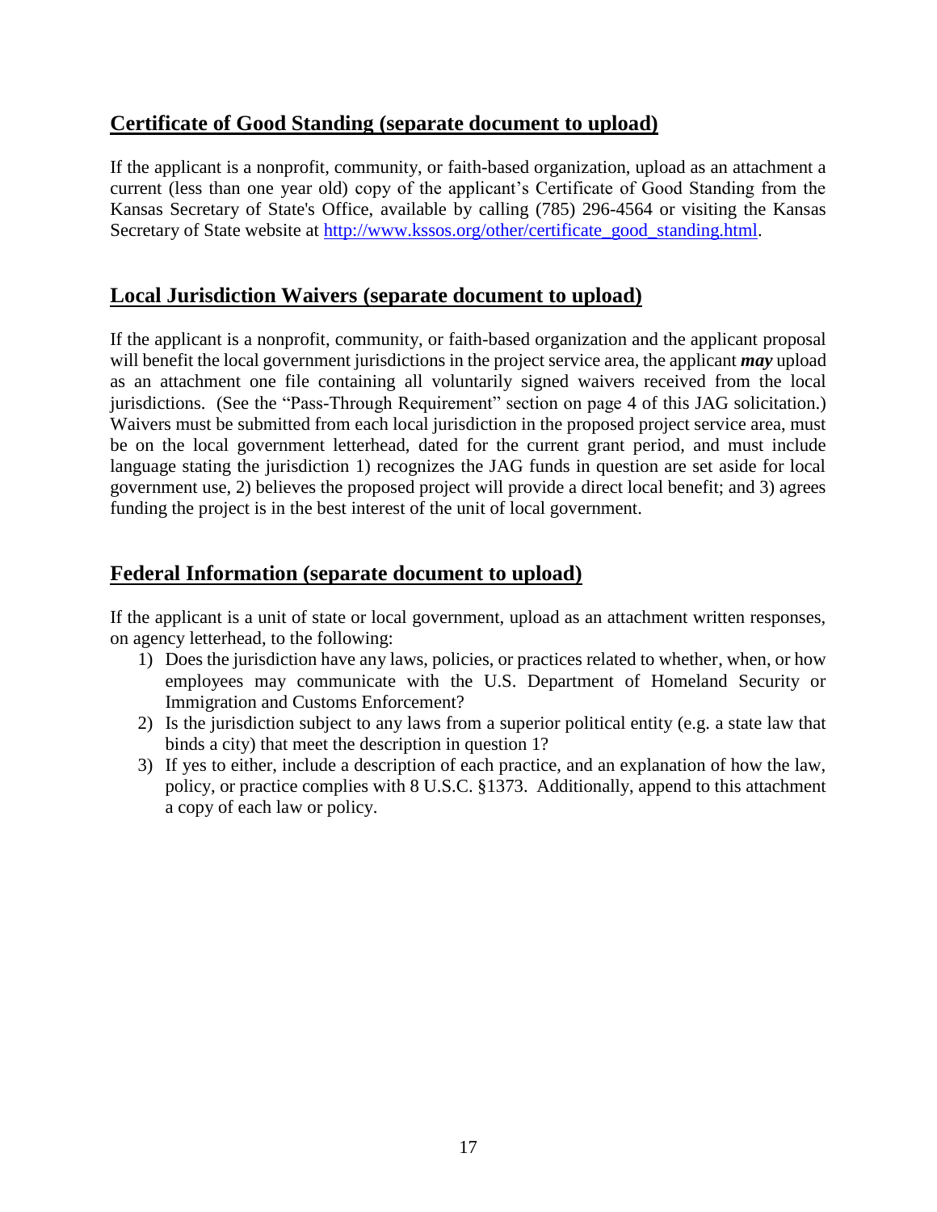## Certificate of Good Standing (separate document to upload)

If the applicant is a nonprofit, community, or faith-based organization, upload as an attachment a current (less than one year old) copy of the applicant's Certificate of Good Standing from the Kansas Secretary of State's Office, available by calling (785) 296-4564 or visiting the Kansas Secretary of State website at [http://www.kssos.org/other/certificate_good_standing.html](http://www.kssos.org/other/certificate_good_standing.html).

## Local Jurisdiction Waivers (separate document to upload)

If the applicant is a nonprofit, community, or faith-based organization and the applicant proposal will benefit the local government jurisdictions in the project service area, the applicant ***may*** upload as an attachment one file containing all voluntarily signed waivers received from the local jurisdictions. (See the "Pass-Through Requirement" section on page 4 of this JAG solicitation.) Waivers must be submitted from each local jurisdiction in the proposed project service area, must be on the local government letterhead, dated for the current grant period, and must include language stating the jurisdiction 1) recognizes the JAG funds in question are set aside for local government use, 2) believes the proposed project will provide a direct local benefit; and 3) agrees funding the project is in the best interest of the unit of local government.

## Federal Information (separate document to upload)

If the applicant is a unit of state or local government, upload as an attachment written responses, on agency letterhead, to the following:

1) Does the jurisdiction have any laws, policies, or practices related to whether, when, or how employees may communicate with the U.S. Department of Homeland Security or Immigration and Customs Enforcement?
2) Is the jurisdiction subject to any laws from a superior political entity (e.g. a state law that binds a city) that meet the description in question 1?
3) If yes to either, include a description of each practice, and an explanation of how the law, policy, or practice complies with 8 U.S.C. §1373. Additionally, append to this attachment a copy of each law or policy.